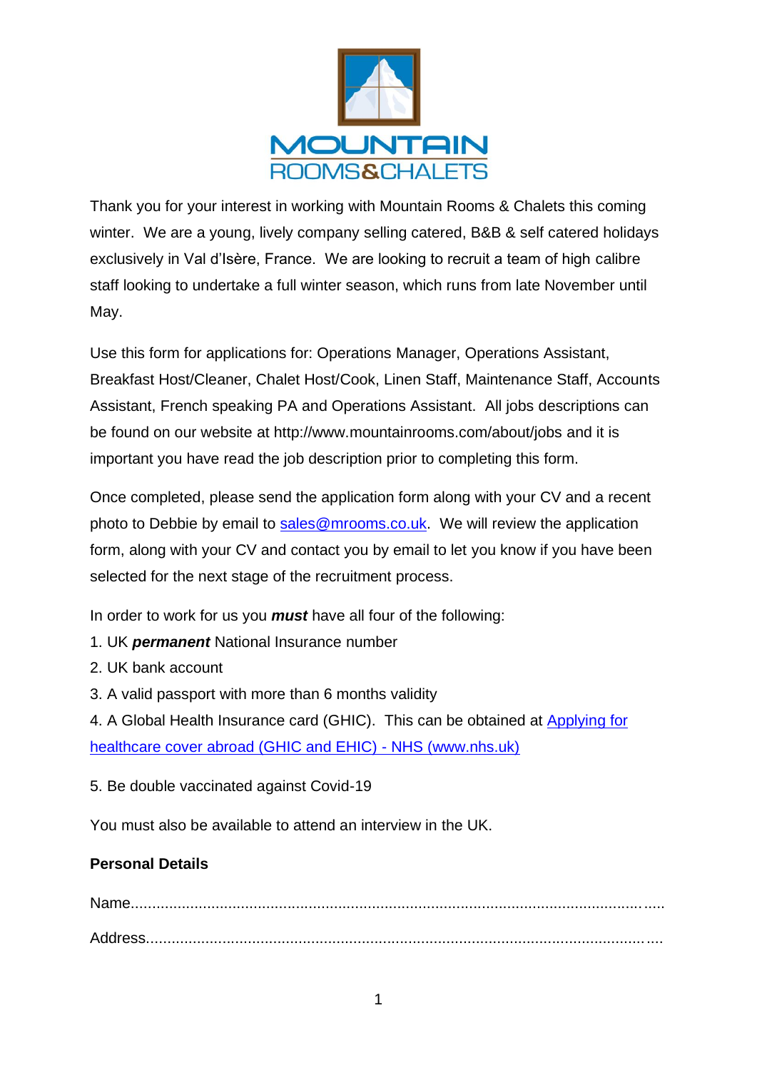MOUNTAIN
ROOMS&CHALETS

Thank you for your interest in working with Mountain Rooms & Chalets this coming winter.  We are a young, lively company selling catered, B&B & self catered holidays exclusively in Val d'Isère, France.  We are looking to recruit a team of high calibre staff looking to undertake a full winter season, which runs from late November until May.

Use this form for applications for: Operations Manager, Operations Assistant, Breakfast Host/Cleaner, Chalet Host/Cook, Linen Staff, Maintenance Staff, Accounts Assistant, French speaking PA and Operations Assistant.  All jobs descriptions can be found on our website at http://www.mountainrooms.com/about/jobs and it is important you have read the job description prior to completing this form.

Once completed, please send the application form along with your CV and a recent photo to Debbie by email to [sales@mrooms.co.uk](mailto:sales@mrooms.co.uk).  We will review the application form, along with your CV and contact you by email to let you know if you have been selected for the next stage of the recruitment process.

In order to work for us you ***must*** have all four of the following:

1. UK ***permanent*** National Insurance number
2. UK bank account
3. A valid passport with more than 6 months validity
4. A Global Health Insurance card (GHIC).  This can be obtained at [Applying for healthcare cover abroad (GHIC and EHIC) - NHS (www.nhs.uk)](https://www.nhs.uk)

5. Be double vaccinated against Covid-19

You must also be available to attend an interview in the UK.

**Personal Details**

Name.......................................................................................................................

Address....................................................................................................................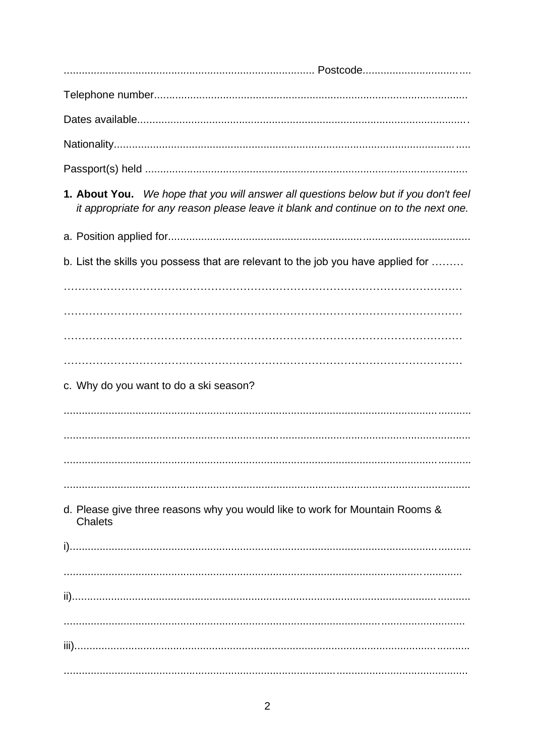.................................................................................. Postcode...................................

Telephone number.......................................................................................................

Dates available............................................................................................................

Nationality...................................................................................................................

Passport(s) held ..........................................................................................................

1. **About You.** *We hope that you will answer all questions below but if you don't feel it appropriate for any reason please leave it blank and continue on to the next one.*

a. Position applied for....................................................................................................

b. List the skills you possess that are relevant to the job you have applied for .........

………………………………………………………………………………………………

………………………………………………………………………………………………

………………………………………………………………………………………………

………………………………………………………………………………………………

c. Why do you want to do a ski season?

.......................................................................................................................................

.......................................................................................................................................

.......................................................................................................................................

.......................................................................................................................................

d. Please give three reasons why you would like to work for Mountain Rooms & Chalets

i).....................................................................................................................................

.......................................................................................................................................

ii)....................................................................................................................................

.......................................................................................................................................

iii)...................................................................................................................................

.......................................................................................................................................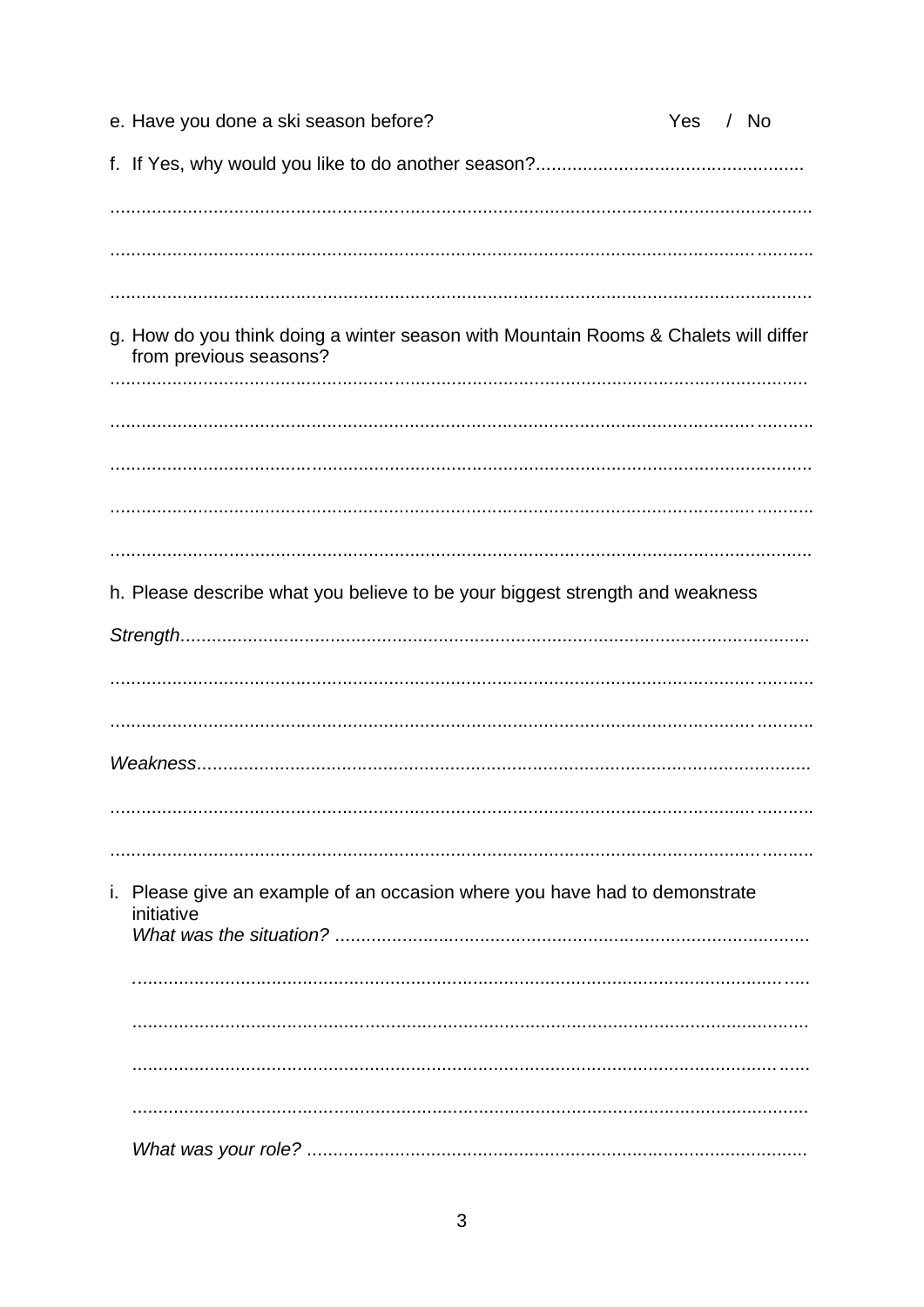e. Have you done a ski season before? Yes / No

f. If Yes, why would you like to do another season?...................................................

.......................................................................................................................................

.......................................................................................................................................

.......................................................................................................................................

g. How do you think doing a winter season with Mountain Rooms & Chalets will differ from previous seasons?

.......................................................................................................................................

.......................................................................................................................................

.......................................................................................................................................

.......................................................................................................................................

.......................................................................................................................................

h. Please describe what you believe to be your biggest strength and weakness

*Strength*.......................................................................................................................

.......................................................................................................................................

.......................................................................................................................................

*Weakness*.....................................................................................................................

.......................................................................................................................................

.......................................................................................................................................

i. Please give an example of an occasion where you have had to demonstrate initiative

*What was the situation?* ...........................................................................................

.......................................................................................................................................

.......................................................................................................................................

.......................................................................................................................................

.......................................................................................................................................

*What was your role?* ................................................................................................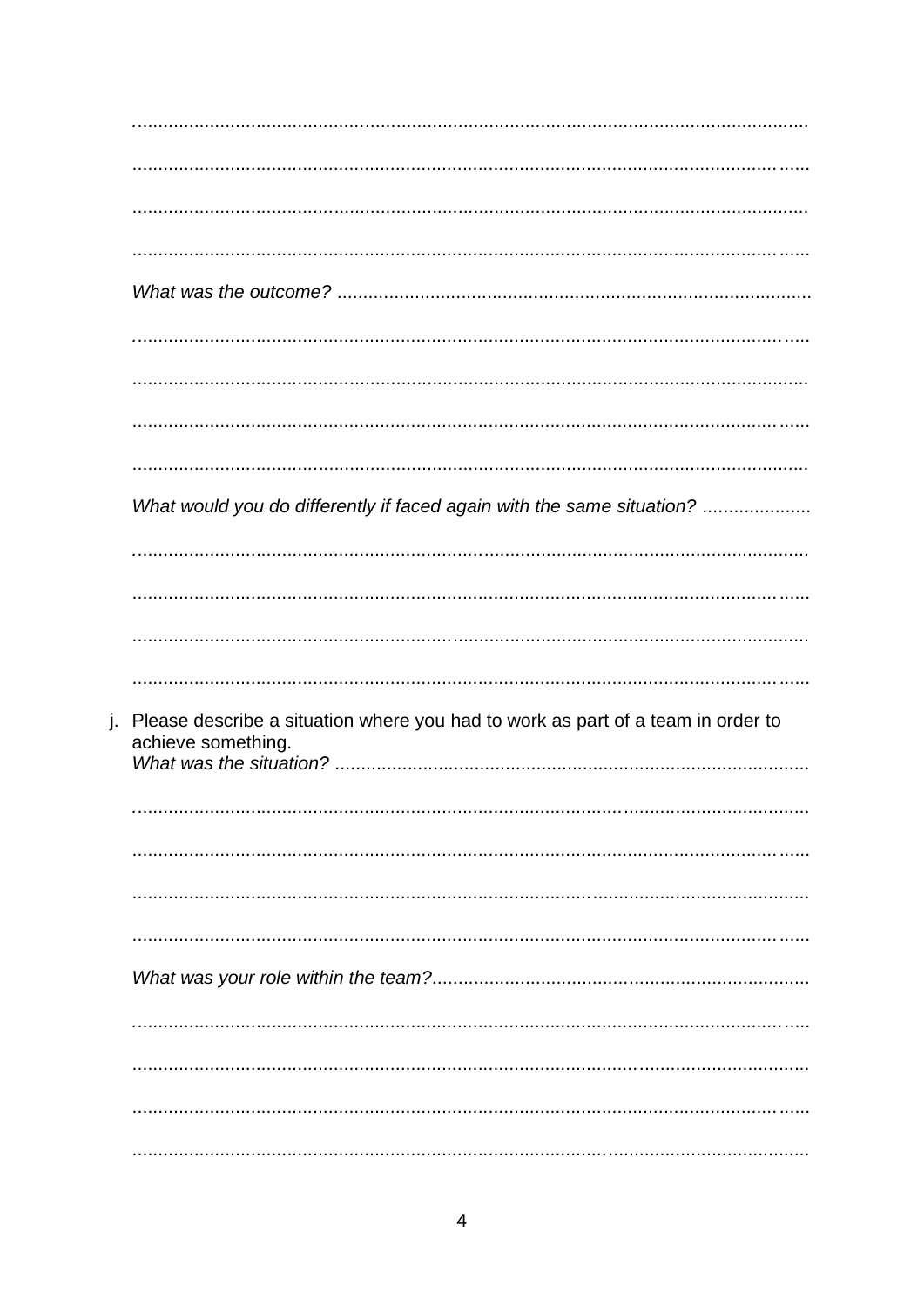...........................................................................................................................

...........................................................................................................................

...........................................................................................................................

...........................................................................................................................

*What was the outcome?* ..........................................................................................

...........................................................................................................................

...........................................................................................................................

...........................................................................................................................

...........................................................................................................................

*What would you do differently if faced again with the same situation?* .....................

...........................................................................................................................

...........................................................................................................................

...........................................................................................................................

...........................................................................................................................

j. Please describe a situation where you had to work as part of a team in order to achieve something.
*What was the situation?* ..........................................................................................

...........................................................................................................................

...........................................................................................................................

...........................................................................................................................

...........................................................................................................................

*What was your role within the team?*.......................................................................

...........................................................................................................................

...........................................................................................................................

...........................................................................................................................

...........................................................................................................................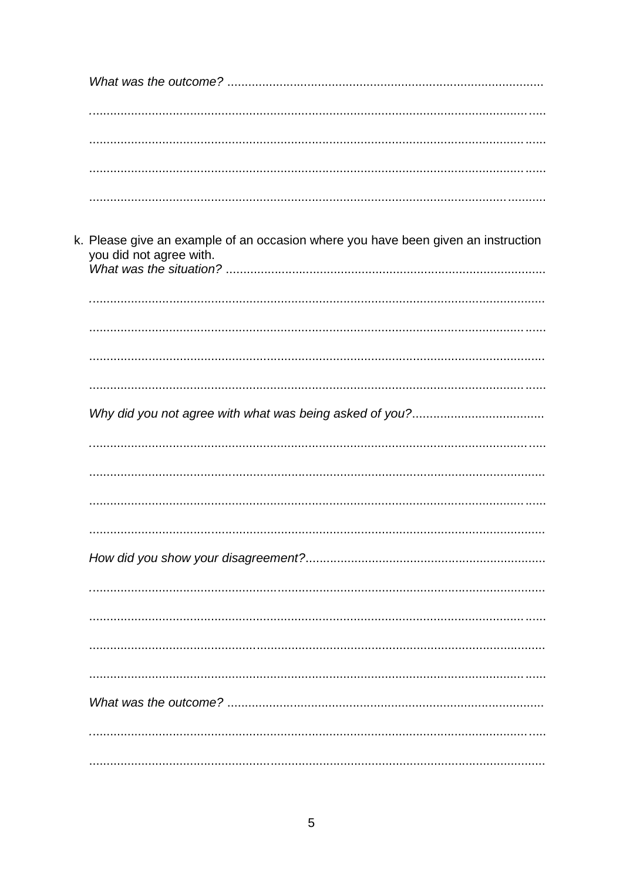*What was the outcome?* ..........................................................................................

.......................................................................................................................................

.......................................................................................................................................

.......................................................................................................................................

.......................................................................................................................................

k. Please give an example of an occasion where you have been given an instruction you did not agree with.
*What was the situation?* ............................................................................................

.......................................................................................................................................

.......................................................................................................................................

.......................................................................................................................................

.......................................................................................................................................

*Why did you not agree with what was being asked of you?*......................................

.......................................................................................................................................

.......................................................................................................................................

.......................................................................................................................................

.......................................................................................................................................

*How did you show your disagreement?*....................................................................

.......................................................................................................................................

.......................................................................................................................................

.......................................................................................................................................

.......................................................................................................................................

*What was the outcome?* ..........................................................................................

.......................................................................................................................................

.......................................................................................................................................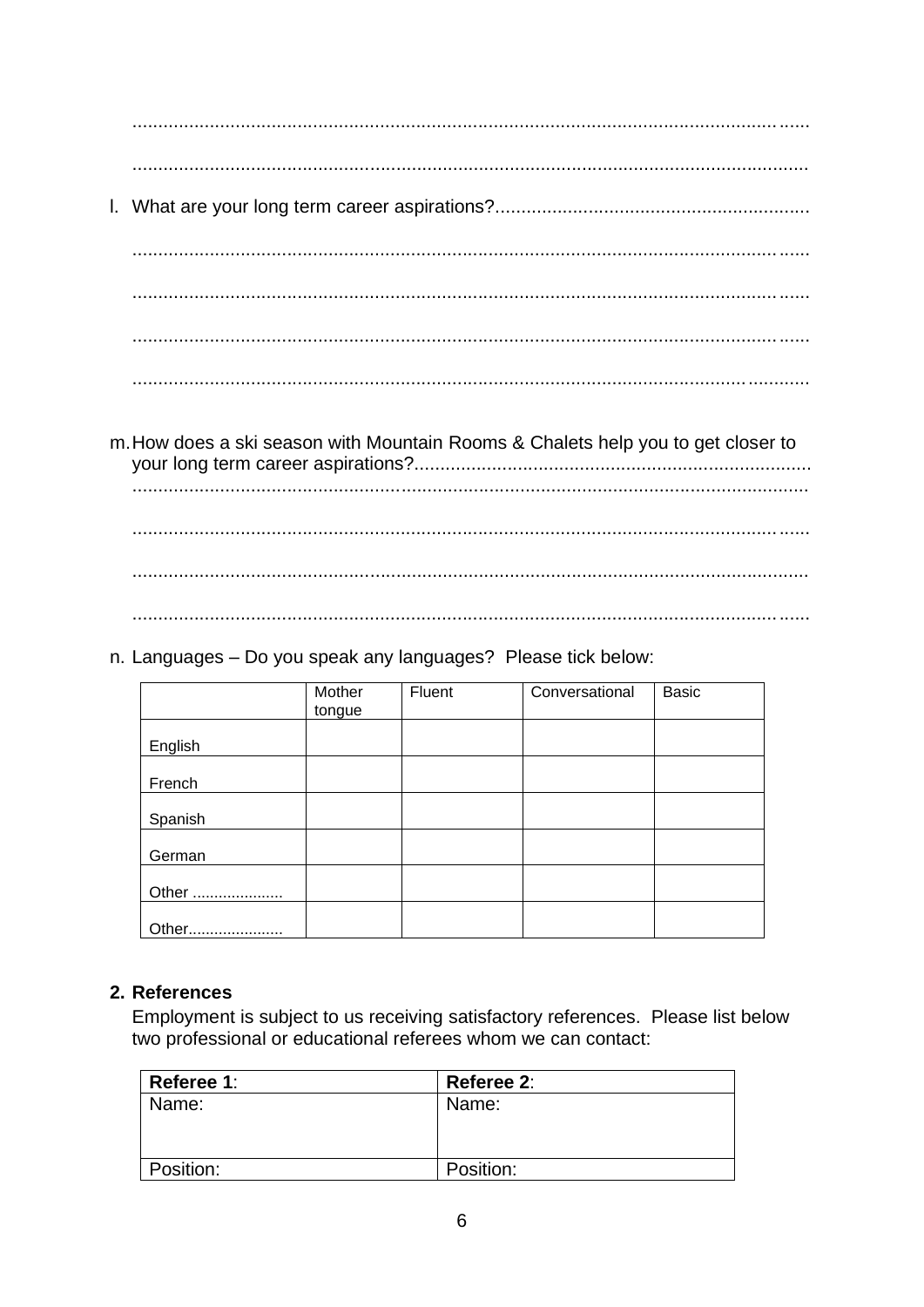.............................................................................................................................

.............................................................................................................................

l. What are your long term career aspirations?............................................................

.............................................................................................................................

.............................................................................................................................

.............................................................................................................................

.............................................................................................................................

m. How does a ski season with Mountain Rooms & Chalets help you to get closer to your long term career aspirations?............................................................................
.............................................................................................................................

.............................................................................................................................

.............................................................................................................................

.............................................................................................................................

n. Languages – Do you speak any languages? Please tick below:

| | Mother tongue | Fluent | Conversational | Basic |
|---|---|---|---|---|
| English | | | | |
| French | | | | |
| Spanish | | | | |
| German | | | | |
| Other ..................... | | | | |
| Other...................... | | | | |

**2. References**

Employment is subject to us receiving satisfactory references. Please list below two professional or educational referees whom we can contact:

| **Referee 1**: | **Referee 2**: |
|---|---|
| Name: | Name: |
| Position: | Position: |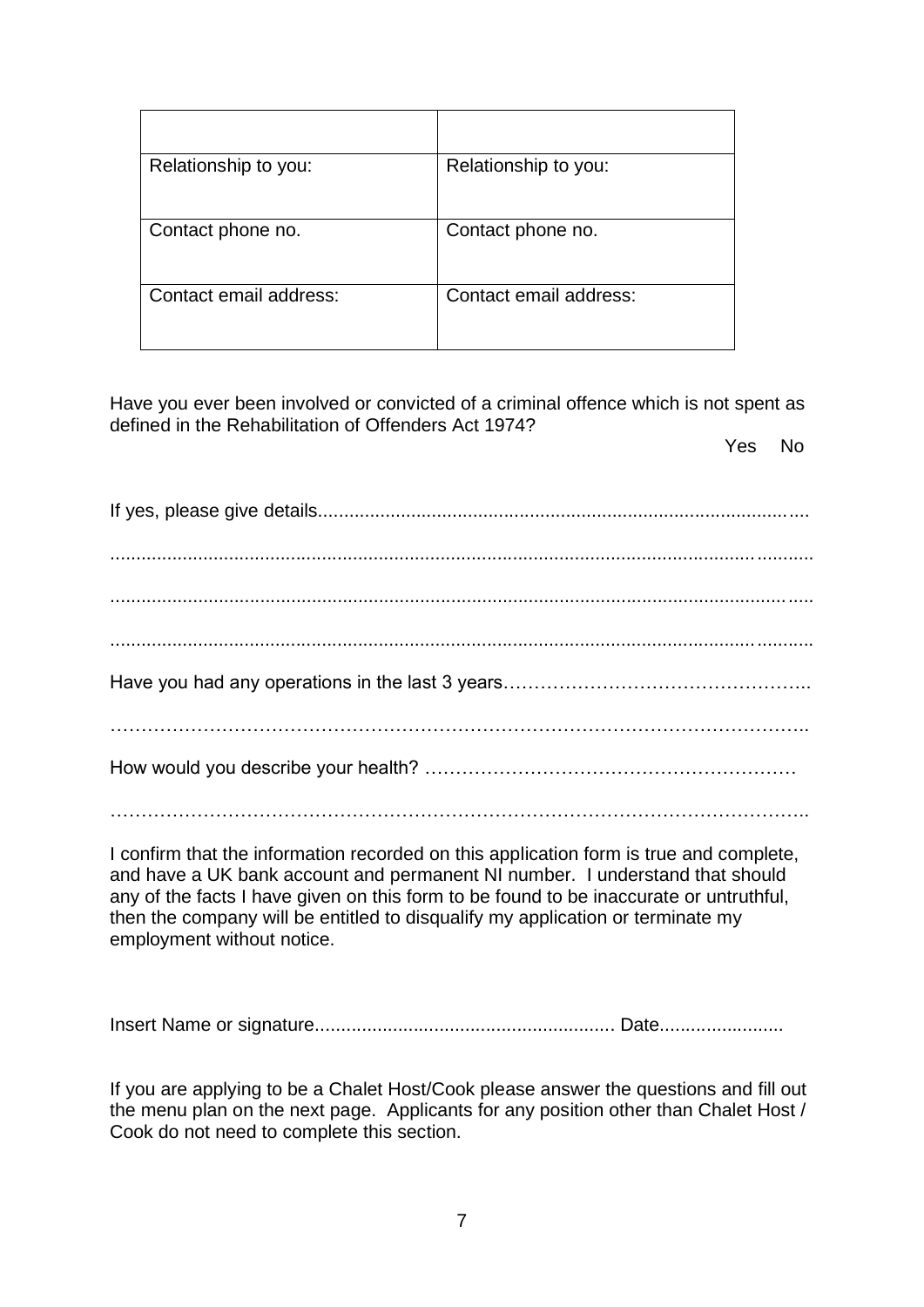| | |
|---|---|
| | |
| Relationship to you: | Relationship to you: |
| Contact phone no. | Contact phone no. |
| Contact email address: | Contact email address: |

Have you ever been involved or convicted of a criminal offence which is not spent as defined in the Rehabilitation of Offenders Act 1974?

Yes No

If yes, please give details.............................................................................................

.........................................................................................................................................

.........................................................................................................................................

.........................................................................................................................................

Have you had any operations in the last 3 years…………………………………………..

………………………………………………………………………………………………..

How would you describe your health? …………………………………………………

………………………………………………………………………………………………..

I confirm that the information recorded on this application form is true and complete, and have a UK bank account and permanent NI number. I understand that should any of the facts I have given on this form to be found to be inaccurate or untruthful, then the company will be entitled to disqualify my application or terminate my employment without notice.

Insert Name or signature.......................................................... Date........................

If you are applying to be a Chalet Host/Cook please answer the questions and fill out the menu plan on the next page. Applicants for any position other than Chalet Host / Cook do not need to complete this section.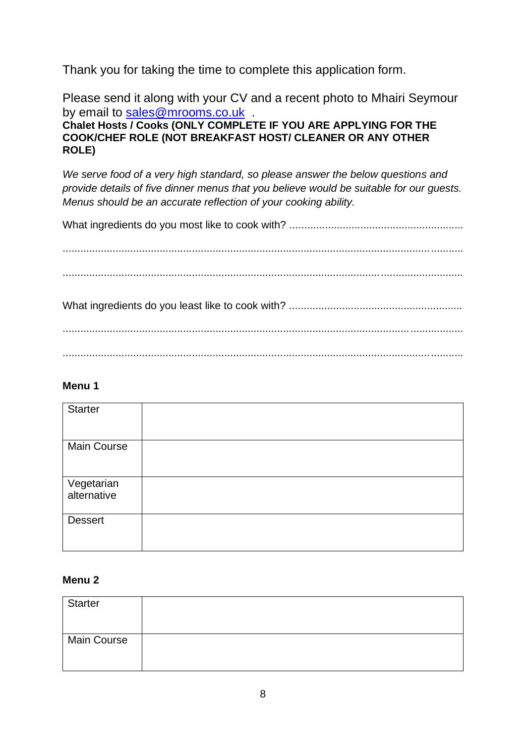Thank you for taking the time to complete this application form.

Please send it along with your CV and a recent photo to Mhairi Seymour by email to sales@mrooms.co.uk .

**Chalet Hosts / Cooks (ONLY COMPLETE IF YOU ARE APPLYING FOR THE COOK/CHEF ROLE (NOT BREAKFAST HOST/ CLEANER OR ANY OTHER ROLE)**

*We serve food of a very high standard, so please answer the below questions and provide details of five dinner menus that you believe would be suitable for our guests. Menus should be an accurate reflection of your cooking ability.*

What ingredients do you most like to cook with? ..........................................................

..........................................................................................................................................

..........................................................................................................................................

What ingredients do you least like to cook with? ..........................................................

..........................................................................................................................................

..........................................................................................................................................

**Menu 1**

| | |
|---|---|
| Starter | |
| Main Course | |
| Vegetarian alternative | |
| Dessert | |

**Menu 2**

| | |
|---|---|
| Starter | |
| Main Course | |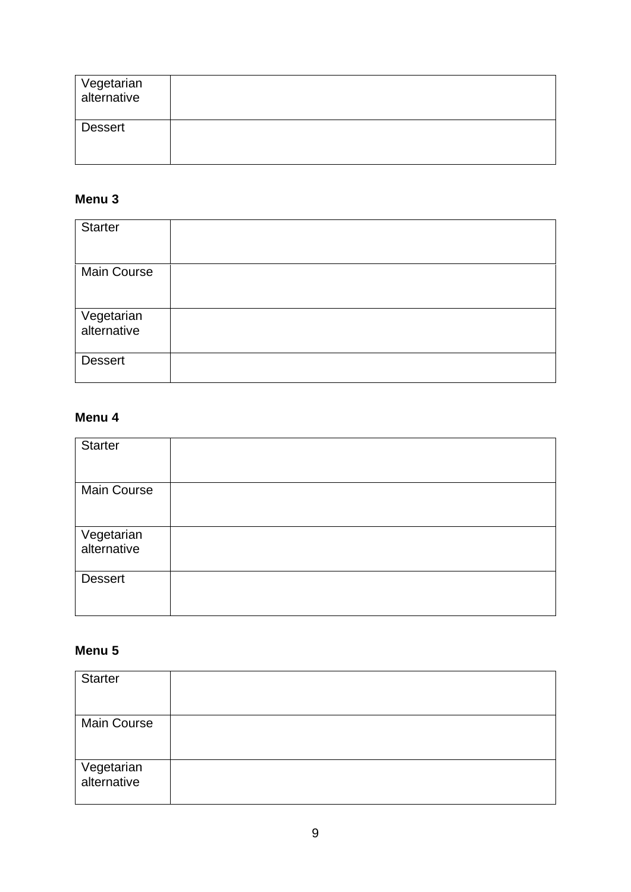| | |
|---|---|
| Vegetarian alternative | |
| Dessert | |

**Menu 3**

| | |
|---|---|
| Starter | |
| Main Course | |
| Vegetarian alternative | |
| Dessert | |

**Menu 4**

| | |
|---|---|
| Starter | |
| Main Course | |
| Vegetarian alternative | |
| Dessert | |

**Menu 5**

| | |
|---|---|
| Starter | |
| Main Course | |
| Vegetarian alternative | |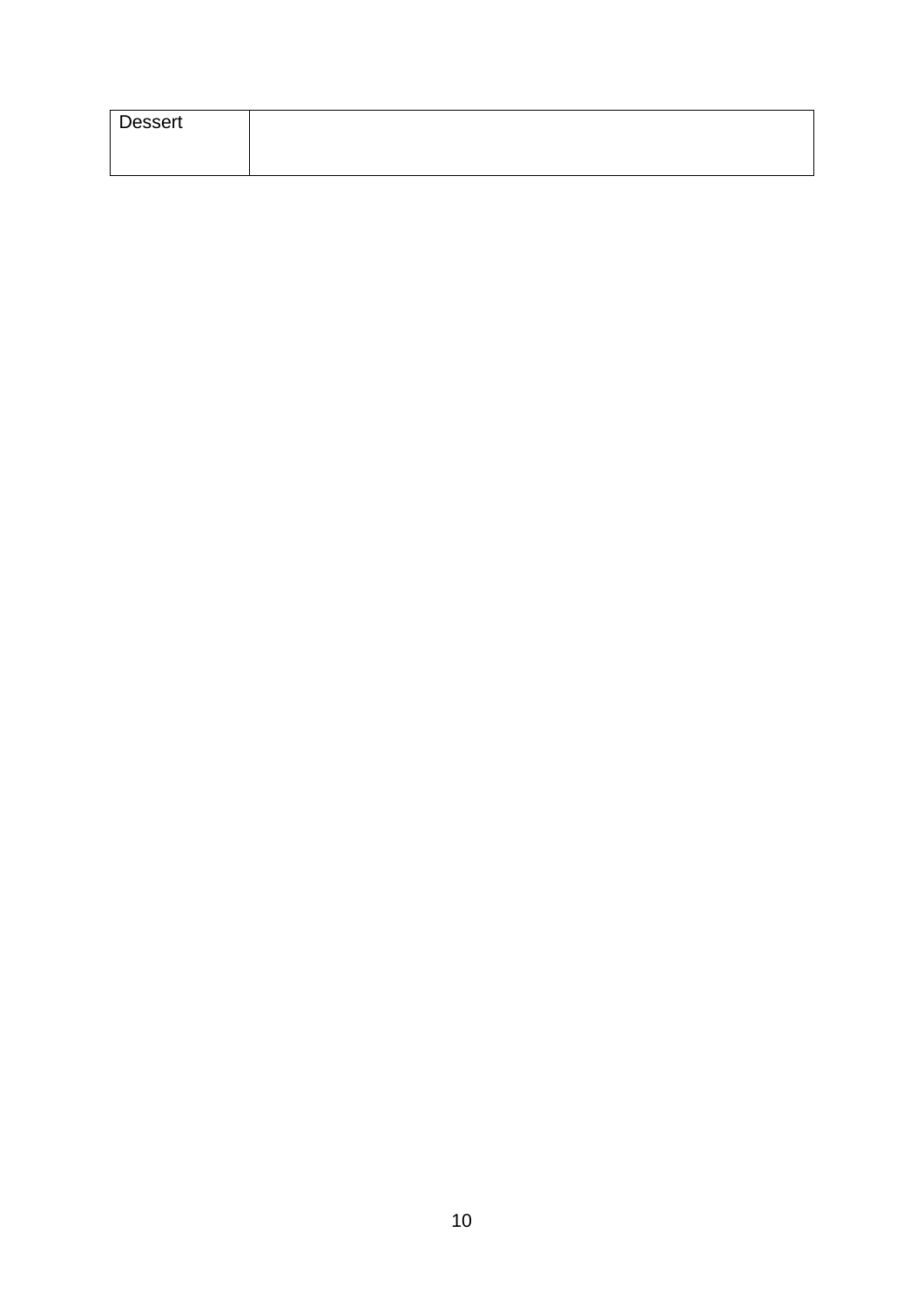| | |
|---|---|
| Dessert | |